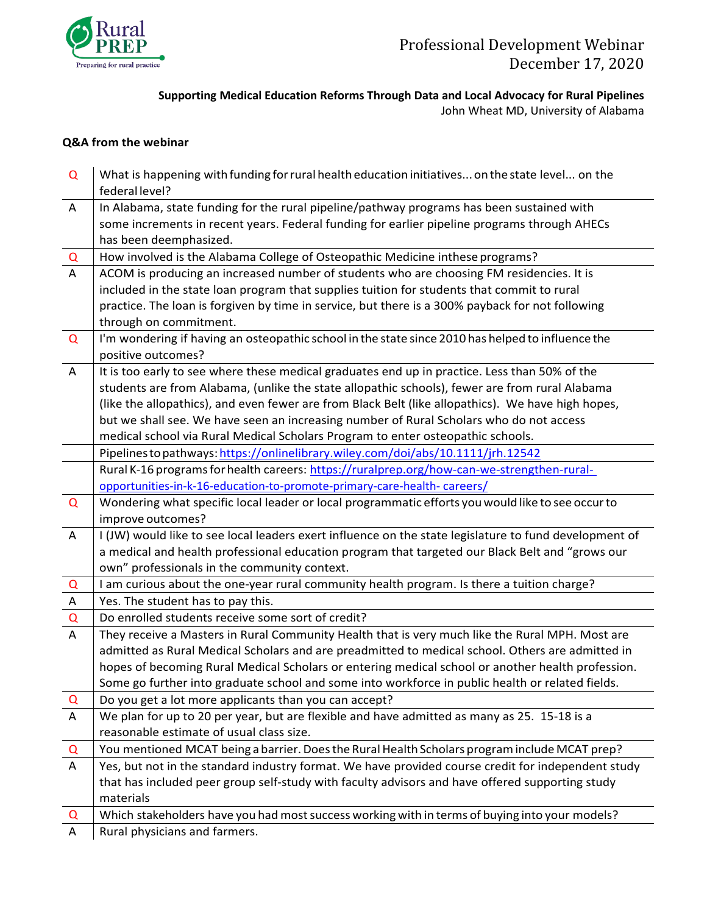Rural PREP
Preparing for rural practice

Professional Development Webinar
December 17, 2020

**Supporting Medical Education Reforms Through Data and Local Advocacy for Rural Pipelines**
John Wheat MD, University of Alabama

**Q&A from the webinar**

| | |
|---|---|
| Q | What is happening with funding for rural health education initiatives... on the state level... on the federal level? |
| A | In Alabama, state funding for the rural pipeline/pathway programs has been sustained with some increments in recent years. Federal funding for earlier pipeline programs through AHECs has been deemphasized. |
| Q | How involved is the Alabama College of Osteopathic Medicine inthese programs? |
| A | ACOM is producing an increased number of students who are choosing FM residencies. It is included in the state loan program that supplies tuition for students that commit to rural practice. The loan is forgiven by time in service, but there is a 300% payback for not following through on commitment. |
| Q | I'm wondering if having an osteopathic school in the state since 2010 has helped to influence the positive outcomes? |
| A | It is too early to see where these medical graduates end up in practice. Less than 50% of the students are from Alabama, (unlike the state allopathic schools), fewer are from rural Alabama (like the allopathics), and even fewer are from Black Belt (like allopathics). We have high hopes, but we shall see. We have seen an increasing number of Rural Scholars who do not access medical school via Rural Medical Scholars Program to enter osteopathic schools. |
| | Pipelines to pathways: https://onlinelibrary.wiley.com/doi/abs/10.1111/jrh.12542 |
| | Rural K-16 programs for health careers: https://ruralprep.org/how-can-we-strengthen-rural-opportunities-in-k-16-education-to-promote-primary-care-health- careers/ |
| Q | Wondering what specific local leader or local programmatic efforts you would like to see occur to improve outcomes? |
| A | I (JW) would like to see local leaders exert influence on the state legislature to fund development of a medical and health professional education program that targeted our Black Belt and "grows our own" professionals in the community context. |
| Q | I am curious about the one-year rural community health program. Is there a tuition charge? |
| A | Yes. The student has to pay this. |
| Q | Do enrolled students receive some sort of credit? |
| A | They receive a Masters in Rural Community Health that is very much like the Rural MPH. Most are admitted as Rural Medical Scholars and are preadmitted to medical school. Others are admitted in hopes of becoming Rural Medical Scholars or entering medical school or another health profession. Some go further into graduate school and some into workforce in public health or related fields. |
| Q | Do you get a lot more applicants than you can accept? |
| A | We plan for up to 20 per year, but are flexible and have admitted as many as 25. 15-18 is a reasonable estimate of usual class size. |
| Q | You mentioned MCAT being a barrier. Does the Rural Health Scholars program include MCAT prep? |
| A | Yes, but not in the standard industry format. We have provided course credit for independent study that has included peer group self-study with faculty advisors and have offered supporting study materials |
| Q | Which stakeholders have you had most success working with in terms of buying into your models? |
| A | Rural physicians and farmers. |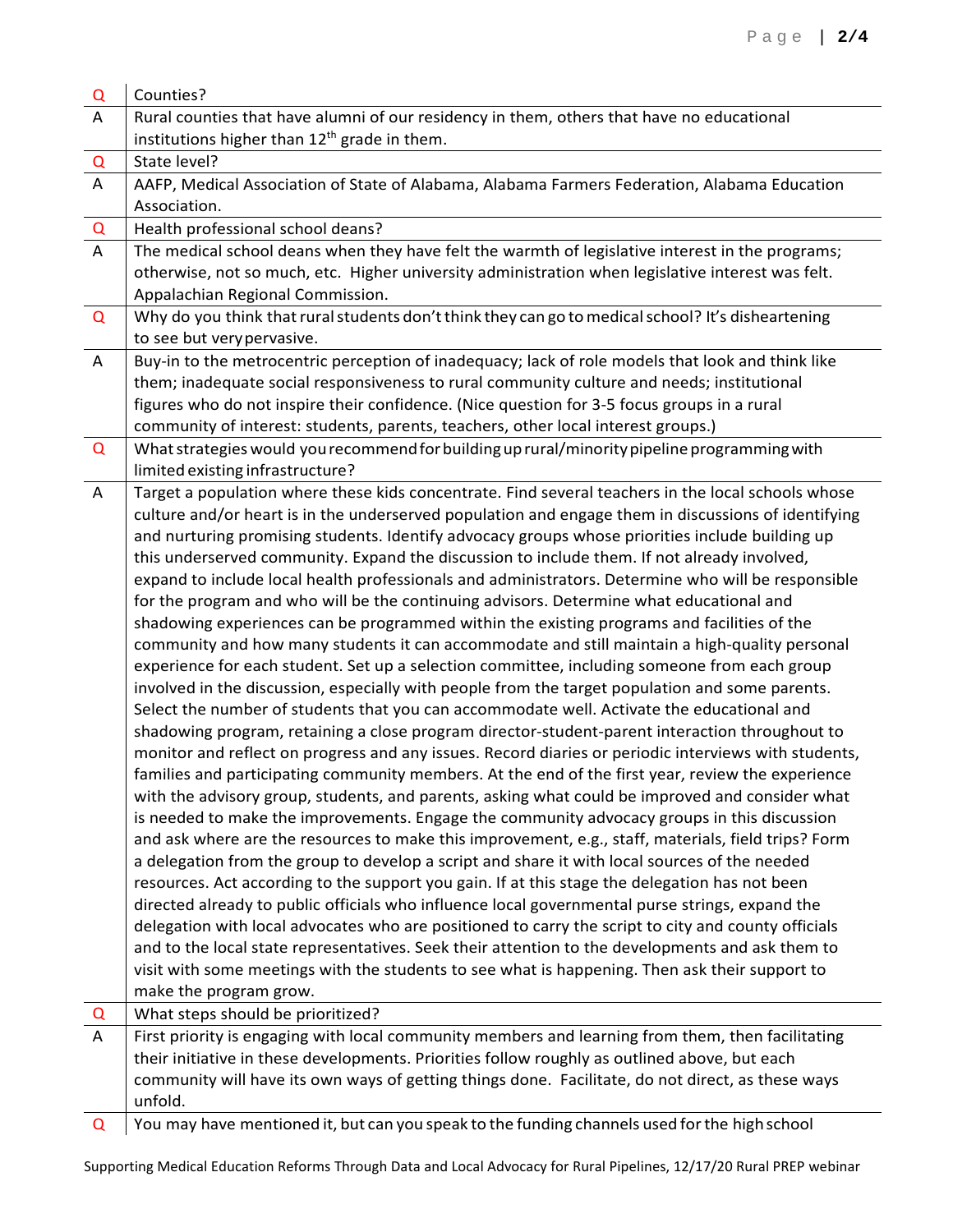| Q | Counties? |
|---|---|
| A | Rural counties that have alumni of our residency in them, others that have no educational institutions higher than 12th grade in them. |
| Q | State level? |
| A | AAFP, Medical Association of State of Alabama, Alabama Farmers Federation, Alabama Education Association. |
| Q | Health professional school deans? |
| A | The medical school deans when they have felt the warmth of legislative interest in the programs; otherwise, not so much, etc. Higher university administration when legislative interest was felt. Appalachian Regional Commission. |
| Q | Why do you think that rural students don't think they can go to medical school? It's disheartening to see but very pervasive. |
| A | Buy-in to the metrocentric perception of inadequacy; lack of role models that look and think like them; inadequate social responsiveness to rural community culture and needs; institutional figures who do not inspire their confidence. (Nice question for 3-5 focus groups in a rural community of interest: students, parents, teachers, other local interest groups.) |
| Q | What strategies would you recommend for building up rural/minority pipeline programming with limited existing infrastructure? |
| A | Target a population where these kids concentrate. Find several teachers in the local schools whose culture and/or heart is in the underserved population and engage them in discussions of identifying and nurturing promising students. Identify advocacy groups whose priorities include building up this underserved community. Expand the discussion to include them. If not already involved, expand to include local health professionals and administrators. Determine who will be responsible for the program and who will be the continuing advisors. Determine what educational and shadowing experiences can be programmed within the existing programs and facilities of the community and how many students it can accommodate and still maintain a high-quality personal experience for each student. Set up a selection committee, including someone from each group involved in the discussion, especially with people from the target population and some parents. Select the number of students that you can accommodate well. Activate the educational and shadowing program, retaining a close program director-student-parent interaction throughout to monitor and reflect on progress and any issues. Record diaries or periodic interviews with students, families and participating community members. At the end of the first year, review the experience with the advisory group, students, and parents, asking what could be improved and consider what is needed to make the improvements. Engage the community advocacy groups in this discussion and ask where are the resources to make this improvement, e.g., staff, materials, field trips? Form a delegation from the group to develop a script and share it with local sources of the needed resources. Act according to the support you gain. If at this stage the delegation has not been directed already to public officials who influence local governmental purse strings, expand the delegation with local advocates who are positioned to carry the script to city and county officials and to the local state representatives. Seek their attention to the developments and ask them to visit with some meetings with the students to see what is happening. Then ask their support to make the program grow. |
| Q | What steps should be prioritized? |
| A | First priority is engaging with local community members and learning from them, then facilitating their initiative in these developments. Priorities follow roughly as outlined above, but each community will have its own ways of getting things done. Facilitate, do not direct, as these ways unfold. |
| Q | You may have mentioned it, but can you speak to the funding channels used for the high school |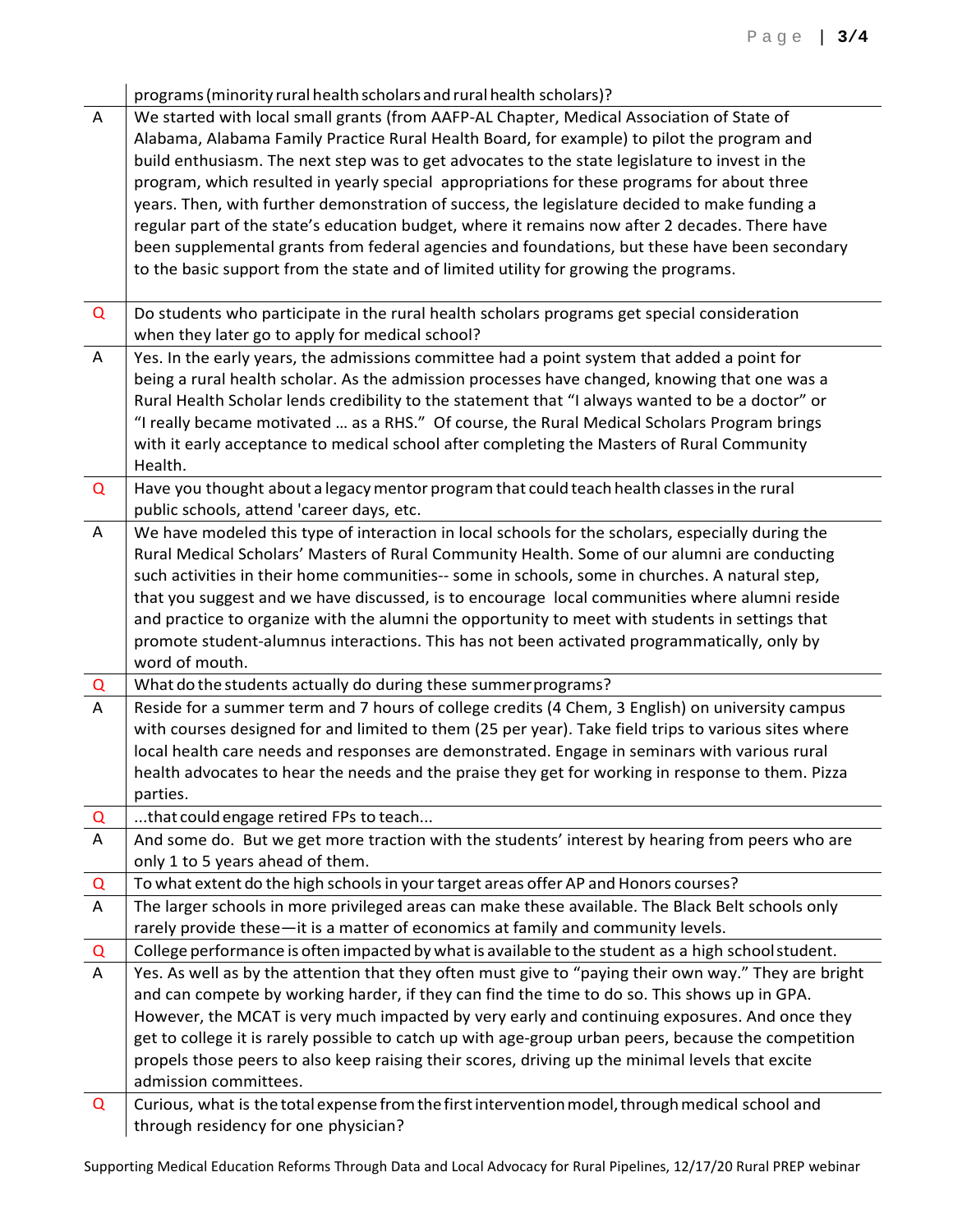| | |
|---|---|
| | programs (minority rural health scholars and rural health scholars)? |
| A | We started with local small grants (from AAFP-AL Chapter, Medical Association of State of Alabama, Alabama Family Practice Rural Health Board, for example) to pilot the program and build enthusiasm. The next step was to get advocates to the state legislature to invest in the program, which resulted in yearly special appropriations for these programs for about three years. Then, with further demonstration of success, the legislature decided to make funding a regular part of the state's education budget, where it remains now after 2 decades. There have been supplemental grants from federal agencies and foundations, but these have been secondary to the basic support from the state and of limited utility for growing the programs. |
| Q | Do students who participate in the rural health scholars programs get special consideration when they later go to apply for medical school? |
| A | Yes. In the early years, the admissions committee had a point system that added a point for being a rural health scholar. As the admission processes have changed, knowing that one was a Rural Health Scholar lends credibility to the statement that "I always wanted to be a doctor" or "I really became motivated … as a RHS." Of course, the Rural Medical Scholars Program brings with it early acceptance to medical school after completing the Masters of Rural Community Health. |
| Q | Have you thought about a legacy mentor program that could teach health classes in the rural public schools, attend 'career days, etc. |
| A | We have modeled this type of interaction in local schools for the scholars, especially during the Rural Medical Scholars' Masters of Rural Community Health. Some of our alumni are conducting such activities in their home communities-- some in schools, some in churches. A natural step, that you suggest and we have discussed, is to encourage local communities where alumni reside and practice to organize with the alumni the opportunity to meet with students in settings that promote student-alumnus interactions. This has not been activated programmatically, only by word of mouth. |
| Q | What do the students actually do during these summer programs? |
| A | Reside for a summer term and 7 hours of college credits (4 Chem, 3 English) on university campus with courses designed for and limited to them (25 per year). Take field trips to various sites where local health care needs and responses are demonstrated. Engage in seminars with various rural health advocates to hear the needs and the praise they get for working in response to them. Pizza parties. |
| Q | ...that could engage retired FPs to teach... |
| A | And some do. But we get more traction with the students' interest by hearing from peers who are only 1 to 5 years ahead of them. |
| Q | To what extent do the high schools in your target areas offer AP and Honors courses? |
| A | The larger schools in more privileged areas can make these available. The Black Belt schools only rarely provide these—it is a matter of economics at family and community levels. |
| Q | College performance is often impacted by what is available to the student as a high school student. |
| A | Yes. As well as by the attention that they often must give to "paying their own way." They are bright and can compete by working harder, if they can find the time to do so. This shows up in GPA. However, the MCAT is very much impacted by very early and continuing exposures. And once they get to college it is rarely possible to catch up with age-group urban peers, because the competition propels those peers to also keep raising their scores, driving up the minimal levels that excite admission committees. |
| Q | Curious, what is the total expense from the first intervention model, through medical school and through residency for one physician? |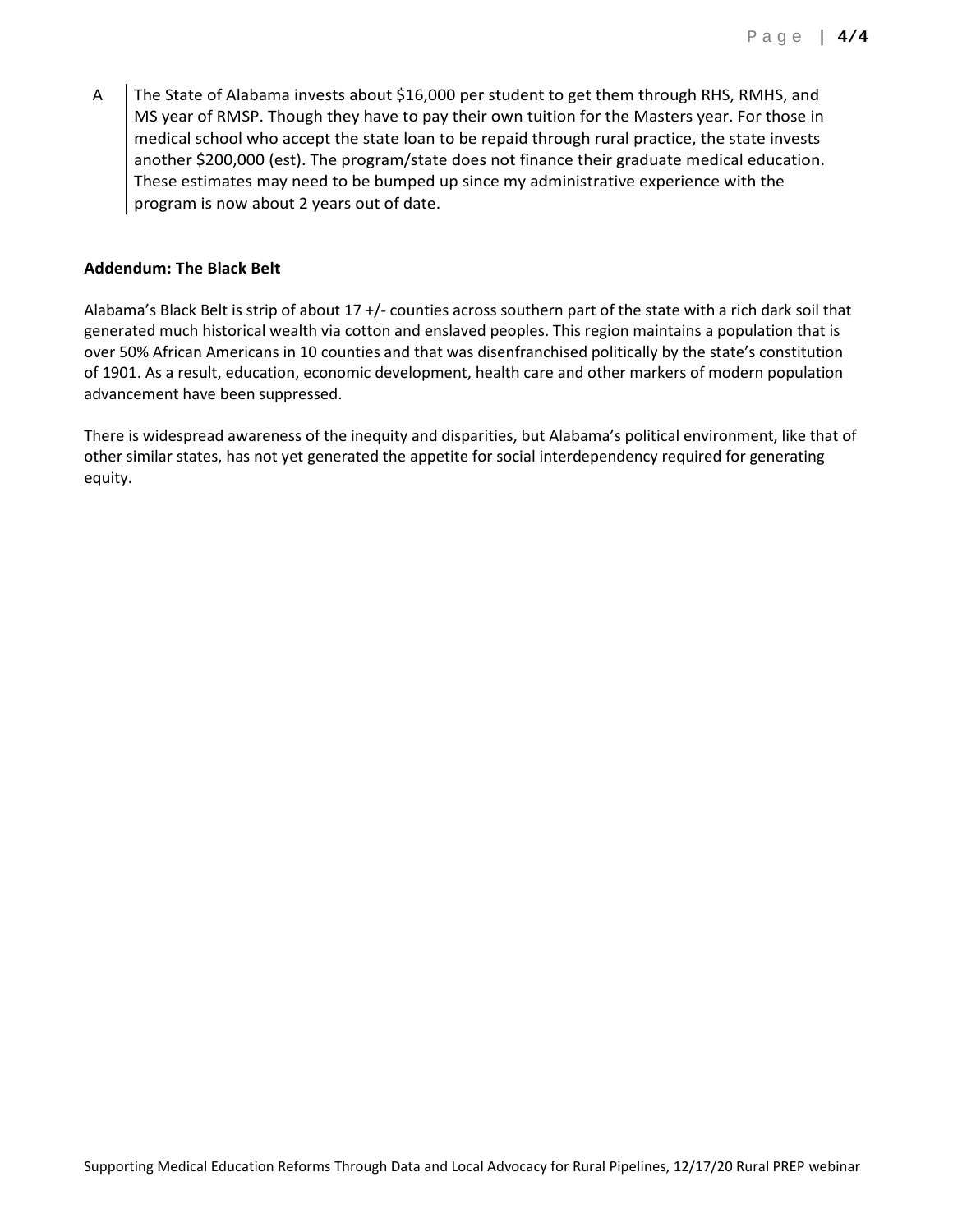A | The State of Alabama invests about $16,000 per student to get them through RHS, RMHS, and MS year of RMSP. Though they have to pay their own tuition for the Masters year. For those in medical school who accept the state loan to be repaid through rural practice, the state invests another $200,000 (est). The program/state does not finance their graduate medical education. These estimates may need to be bumped up since my administrative experience with the program is now about 2 years out of date.

**Addendum: The Black Belt**

Alabama's Black Belt is strip of about 17 +/- counties across southern part of the state with a rich dark soil that generated much historical wealth via cotton and enslaved peoples. This region maintains a population that is over 50% African Americans in 10 counties and that was disenfranchised politically by the state's constitution of 1901. As a result, education, economic development, health care and other markers of modern population advancement have been suppressed.

There is widespread awareness of the inequity and disparities, but Alabama's political environment, like that of other similar states, has not yet generated the appetite for social interdependency required for generating equity.